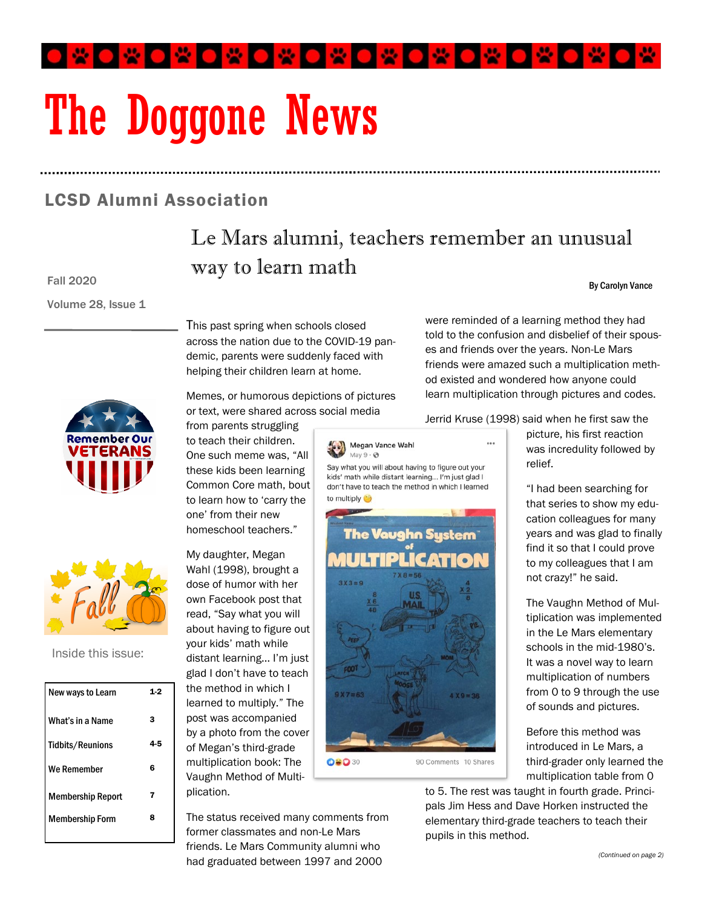# The Doggone News

## LCSD Alumni Association

Fall 2020

Volume 28, Issue 1

Inside this issue:

| New ways to Learn | 1-2 |
|---|---|
| What's in a Name | 3 |
| Tidbits/Reunions | 4-5 |
| We Remember | 6 |
| Membership Report | 7 |
| Membership Form | 8 |

## Le Mars alumni, teachers remember an unusual way to learn math

**By Carolyn Vance**

This past spring when schools closed across the nation due to the COVID-19 pandemic, parents were suddenly faced with helping their children learn at home.

Memes, or humorous depictions of pictures or text, were shared across social media from parents struggling to teach their children. One such meme was, "All these kids been learning Common Core math, bout to learn how to 'carry the one' from their new homeschool teachers."

My daughter, Megan Wahl (1998), brought a dose of humor with her own Facebook post that read, "Say what you will about having to figure out your kids' math while distant learning... I'm just glad I don't have to teach the method in which I learned to multiply." The post was accompanied by a photo from the cover of Megan's third-grade multiplication book: The Vaughn Method of Multiplication.

The status received many comments from former classmates and non-Le Mars friends. Le Mars Community alumni who had graduated between 1997 and 2000 were reminded of a learning method they had told to the confusion and disbelief of their spouses and friends over the years. Non-Le Mars friends were amazed such a multiplication method existed and wondered how anyone could learn multiplication through pictures and codes.

Jerrid Kruse (1998) said when he first saw the picture, his first reaction was incredulity followed by relief.

"I had been searching for that series to show my education colleagues for many years and was glad to finally find it so that I could prove to my colleagues that I am not crazy!" he said.

The Vaughn Method of Multiplication was implemented in the Le Mars elementary schools in the mid-1980's. It was a novel way to learn multiplication of numbers from 0 to 9 through the use of sounds and pictures.

Before this method was introduced in Le Mars, a third-grader only learned the multiplication table from 0 to 5. The rest was taught in fourth grade. Principals Jim Hess and Dave Horken instructed the elementary third-grade teachers to teach their pupils in this method.

*(Continued on page 2)*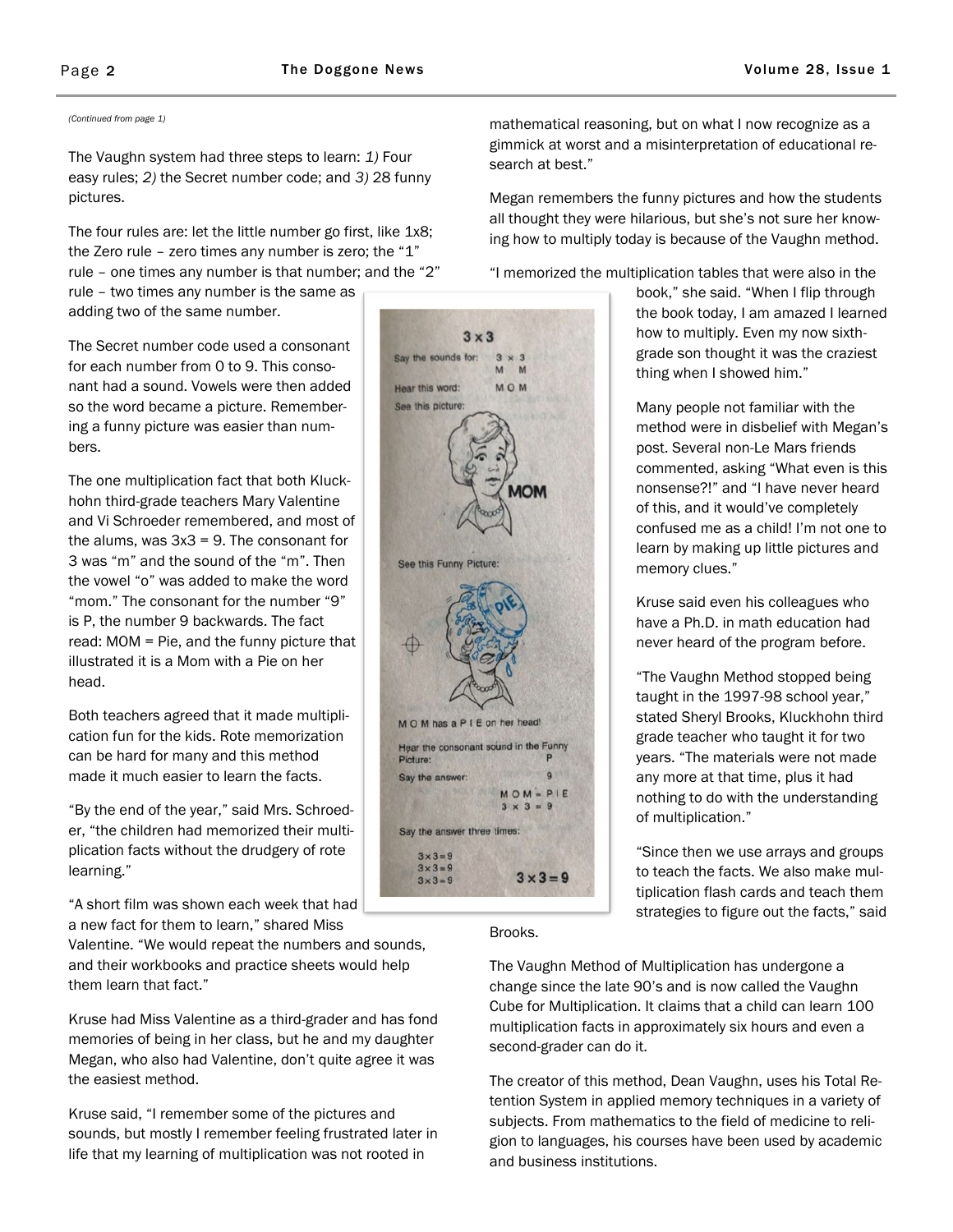*(Continued from page 1)*

The Vaughn system had three steps to learn: *1)* Four easy rules; *2)* the Secret number code; and *3)* 28 funny pictures.

The four rules are: let the little number go first, like 1x8; the Zero rule – zero times any number is zero; the "1" rule – one times any number is that number; and the "2" rule – two times any number is the same as adding two of the same number.

The Secret number code used a consonant for each number from 0 to 9. This consonant had a sound. Vowels were then added so the word became a picture. Remembering a funny picture was easier than numbers.

The one multiplication fact that both Kluckhohn third-grade teachers Mary Valentine and Vi Schroeder remembered, and most of the alums, was 3x3 = 9. The consonant for 3 was "m" and the sound of the "m". Then the vowel "o" was added to make the word "mom." The consonant for the number "9" is P, the number 9 backwards. The fact read: MOM = Pie, and the funny picture that illustrated it is a Mom with a Pie on her head.

Both teachers agreed that it made multiplication fun for the kids. Rote memorization can be hard for many and this method made it much easier to learn the facts.

"By the end of the year," said Mrs. Schroeder, "the children had memorized their multiplication facts without the drudgery of rote learning."

"A short film was shown each week that had a new fact for them to learn," shared Miss Valentine. "We would repeat the numbers and sounds, and their workbooks and practice sheets would help them learn that fact."

Kruse had Miss Valentine as a third-grader and has fond memories of being in her class, but he and my daughter Megan, who also had Valentine, don't quite agree it was the easiest method.

Kruse said, "I remember some of the pictures and sounds, but mostly I remember feeling frustrated later in life that my learning of multiplication was not rooted in mathematical reasoning, but on what I now recognize as a gimmick at worst and a misinterpretation of educational research at best."

Megan remembers the funny pictures and how the students all thought they were hilarious, but she's not sure her knowing how to multiply today is because of the Vaughn method.

"I memorized the multiplication tables that were also in the book," she said. "When I flip through the book today, I am amazed I learned how to multiply. Even my now sixth-grade son thought it was the craziest thing when I showed him."

Many people not familiar with the method were in disbelief with Megan's post. Several non-Le Mars friends commented, asking "What even is this nonsense?!" and "I have never heard of this, and it would've completely confused me as a child! I'm not one to learn by making up little pictures and memory clues."

Kruse said even his colleagues who have a Ph.D. in math education had never heard of the program before.

"The Vaughn Method stopped being taught in the 1997-98 school year," stated Sheryl Brooks, Kluckhohn third grade teacher who taught it for two years. "The materials were not made any more at that time, plus it had nothing to do with the understanding of multiplication."

"Since then we use arrays and groups to teach the facts. We also make multiplication flash cards and teach them strategies to figure out the facts," said Brooks.

The Vaughn Method of Multiplication has undergone a change since the late 90's and is now called the Vaughn Cube for Multiplication. It claims that a child can learn 100 multiplication facts in approximately six hours and even a second-grader can do it.

The creator of this method, Dean Vaughn, uses his Total Retention System in applied memory techniques in a variety of subjects. From mathematics to the field of medicine to religion to languages, his courses have been used by academic and business institutions.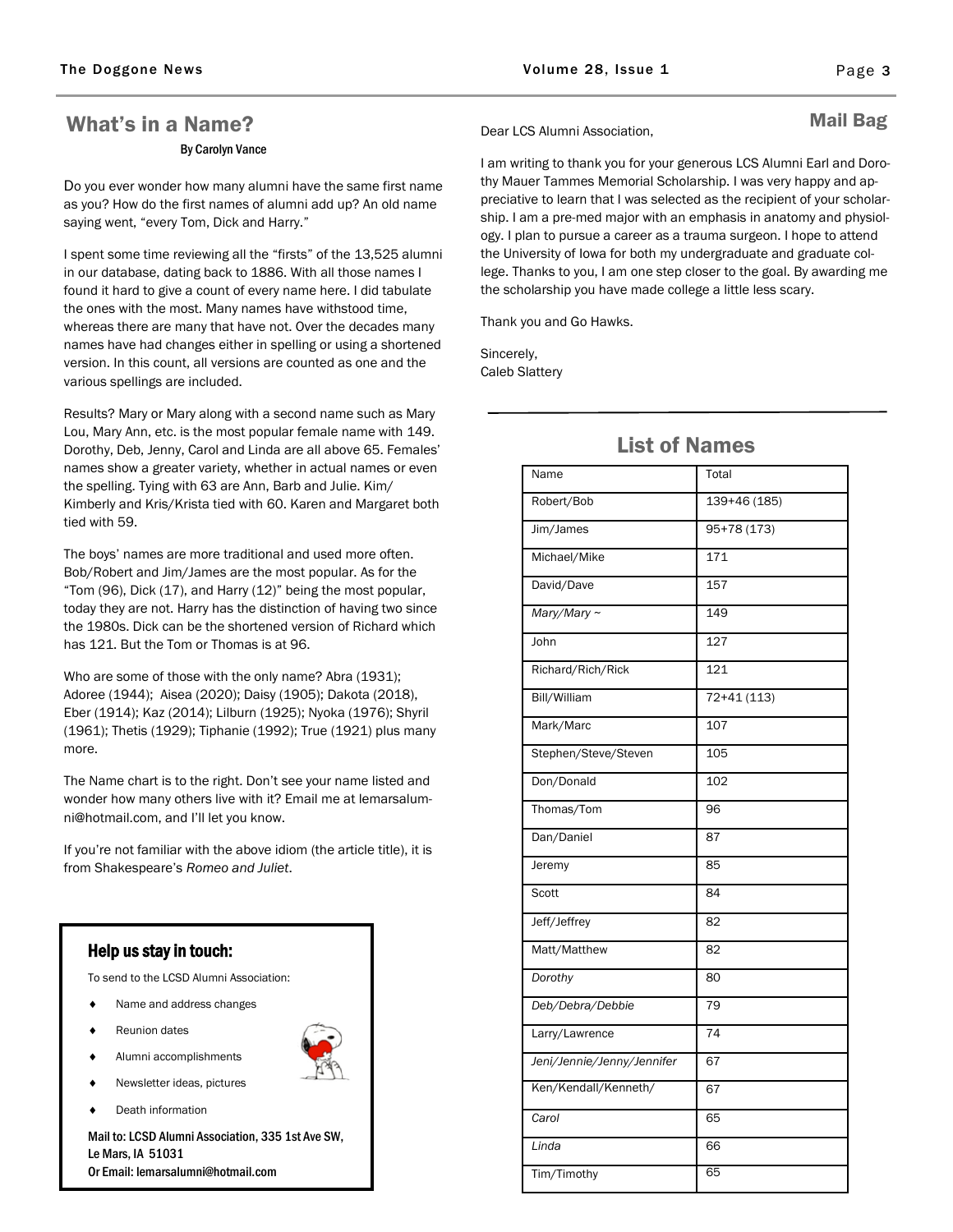## What's in a Name?

By Carolyn Vance

Do you ever wonder how many alumni have the same first name as you? How do the first names of alumni add up? An old name saying went, "every Tom, Dick and Harry."

I spent some time reviewing all the "firsts" of the 13,525 alumni in our database, dating back to 1886. With all those names I found it hard to give a count of every name here. I did tabulate the ones with the most. Many names have withstood time, whereas there are many that have not. Over the decades many names have had changes either in spelling or using a shortened version. In this count, all versions are counted as one and the various spellings are included.

Results? Mary or Mary along with a second name such as Mary Lou, Mary Ann, etc. is the most popular female name with 149. Dorothy, Deb, Jenny, Carol and Linda are all above 65. Females' names show a greater variety, whether in actual names or even the spelling. Tying with 63 are Ann, Barb and Julie. Kim/Kimberly and Kris/Krista tied with 60. Karen and Margaret both tied with 59.

The boys' names are more traditional and used more often. Bob/Robert and Jim/James are the most popular. As for the "Tom (96), Dick (17), and Harry (12)" being the most popular, today they are not. Harry has the distinction of having two since the 1980s. Dick can be the shortened version of Richard which has 121. But the Tom or Thomas is at 96.

Who are some of those with the only name? Abra (1931); Adoree (1944); Aisea (2020); Daisy (1905); Dakota (2018), Eber (1914); Kaz (2014); Lilburn (1925); Nyoka (1976); Shyril (1961); Thetis (1929); Tiphanie (1992); True (1921) plus many more.

The Name chart is to the right. Don't see your name listed and wonder how many others live with it? Email me at lemarsalumni@hotmail.com, and I'll let you know.

If you're not familiar with the above idiom (the article title), it is from Shakespeare's *Romeo and Juliet*.

### Help us stay in touch:

To send to the LCSD Alumni Association:

- Name and address changes
- Reunion dates
- Alumni accomplishments
- Newsletter ideas, pictures
- Death information

Mail to: LCSD Alumni Association, 335 1st Ave SW, Le Mars, IA 51031
Or Email: lemarsalumni@hotmail.com

## Mail Bag

Dear LCS Alumni Association,

I am writing to thank you for your generous LCS Alumni Earl and Dorothy Mauer Tammes Memorial Scholarship. I was very happy and appreciative to learn that I was selected as the recipient of your scholarship. I am a pre-med major with an emphasis in anatomy and physiology. I plan to pursue a career as a trauma surgeon. I hope to attend the University of Iowa for both my undergraduate and graduate college. Thanks to you, I am one step closer to the goal. By awarding me the scholarship you have made college a little less scary.

Thank you and Go Hawks.

Sincerely,
Caleb Slattery

## List of Names

| Name | Total |
|---|---|
| Robert/Bob | 139+46 (185) |
| Jim/James | 95+78 (173) |
| Michael/Mike | 171 |
| David/Dave | 157 |
| *Mary/Mary ~* | 149 |
| John | 127 |
| Richard/Rich/Rick | 121 |
| Bill/William | 72+41 (113) |
| Mark/Marc | 107 |
| Stephen/Steve/Steven | 105 |
| Don/Donald | 102 |
| Thomas/Tom | 96 |
| Dan/Daniel | 87 |
| Jeremy | 85 |
| Scott | 84 |
| Jeff/Jeffrey | 82 |
| Matt/Matthew | 82 |
| *Dorothy* | 80 |
| *Deb/Debra/Debbie* | 79 |
| Larry/Lawrence | 74 |
| *Jeni/Jennie/Jenny/Jennifer* | 67 |
| Ken/Kendall/Kenneth/ | 67 |
| *Carol* | 65 |
| *Linda* | 66 |
| Tim/Timothy | 65 |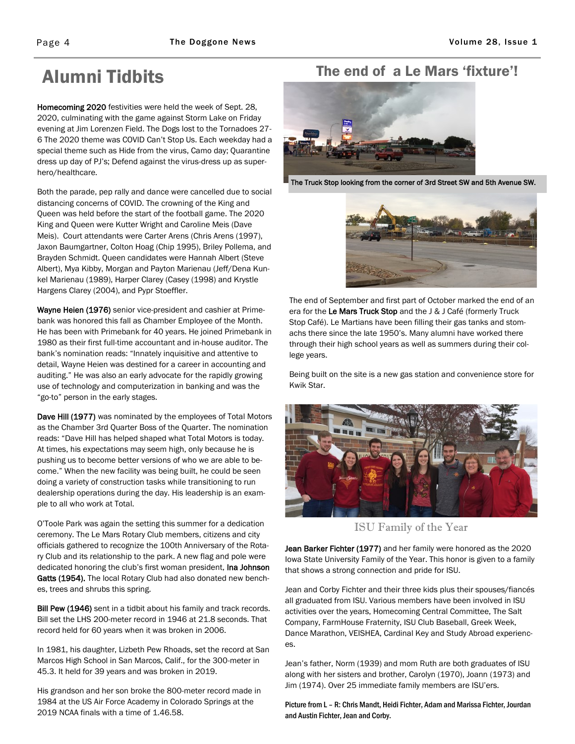# Alumni Tidbits

**Homecoming 2020** festivities were held the week of Sept. 28, 2020, culminating with the game against Storm Lake on Friday evening at Jim Lorenzen Field. The Dogs lost to the Tornadoes 27-6 The 2020 theme was COVID Can't Stop Us. Each weekday had a special theme such as Hide from the virus, Camo day; Quarantine dress up day of PJ's; Defend against the virus-dress up as super-hero/healthcare.

Both the parade, pep rally and dance were cancelled due to social distancing concerns of COVID. The crowning of the King and Queen was held before the start of the football game. The 2020 King and Queen were Kutter Wright and Caroline Meis (Dave Meis). Court attendants were Carter Arens (Chris Arens (1997), Jaxon Baumgartner, Colton Hoag (Chip 1995), Briley Pollema, and Brayden Schmidt. Queen candidates were Hannah Albert (Steve Albert), Mya Kibby, Morgan and Payton Marienau (Jeff/Dena Kunkel Marienau (1989), Harper Clarey (Casey (1998) and Krystle Hargens Clarey (2004), and Pypr Stoeffler.

**Wayne Heien (1976)** senior vice-president and cashier at Primebank was honored this fall as Chamber Employee of the Month. He has been with Primebank for 40 years. He joined Primebank in 1980 as their first full-time accountant and in-house auditor. The bank's nomination reads: "Innately inquisitive and attentive to detail, Wayne Heien was destined for a career in accounting and auditing." He was also an early advocate for the rapidly growing use of technology and computerization in banking and was the "go-to" person in the early stages.

**Dave Hill (1977)** was nominated by the employees of Total Motors as the Chamber 3rd Quarter Boss of the Quarter. The nomination reads: "Dave Hill has helped shaped what Total Motors is today. At times, his expectations may seem high, only because he is pushing us to become better versions of who we are able to become." When the new facility was being built, he could be seen doing a variety of construction tasks while transitioning to run dealership operations during the day. His leadership is an example to all who work at Total.

O'Toole Park was again the setting this summer for a dedication ceremony. The Le Mars Rotary Club members, citizens and city officials gathered to recognize the 100th Anniversary of the Rotary Club and its relationship to the park. A new flag and pole were dedicated honoring the club's first woman president, **Ina Johnson Gatts (1954).** The local Rotary Club had also donated new benches, trees and shrubs this spring.

**Bill Pew (1946)** sent in a tidbit about his family and track records. Bill set the LHS 200-meter record in 1946 at 21.8 seconds. That record held for 60 years when it was broken in 2006.

In 1981, his daughter, Lizbeth Pew Rhoads, set the record at San Marcos High School in San Marcos, Calif., for the 300-meter in 45.3. It held for 39 years and was broken in 2019.

His grandson and her son broke the 800-meter record made in 1984 at the US Air Force Academy in Colorado Springs at the 2019 NCAA finals with a time of 1.46.58.

## The end of a Le Mars 'fixture'!

The Truck Stop looking from the corner of 3rd Street SW and 5th Avenue SW.

The end of September and first part of October marked the end of an era for the **Le Mars Truck Stop** and the J & J Café (formerly Truck Stop Café). Le Martians have been filling their gas tanks and stomachs there since the late 1950's. Many alumni have worked there through their high school years as well as summers during their college years.

Being built on the site is a new gas station and convenience store for Kwik Star.

ISU Family of the Year

**Jean Barker Fichter (1977)** and her family were honored as the 2020 Iowa State University Family of the Year. This honor is given to a family that shows a strong connection and pride for ISU.

Jean and Corby Fichter and their three kids plus their spouses/fiancés all graduated from ISU. Various members have been involved in ISU activities over the years, Homecoming Central Committee, The Salt Company, FarmHouse Fraternity, ISU Club Baseball, Greek Week, Dance Marathon, VEISHEA, Cardinal Key and Study Abroad experiences.

Jean's father, Norm (1939) and mom Ruth are both graduates of ISU along with her sisters and brother, Carolyn (1970), Joann (1973) and Jim (1974). Over 25 immediate family members are ISU'ers.

Picture from L – R: Chris Mandt, Heidi Fichter, Adam and Marissa Fichter, Jourdan and Austin Fichter, Jean and Corby.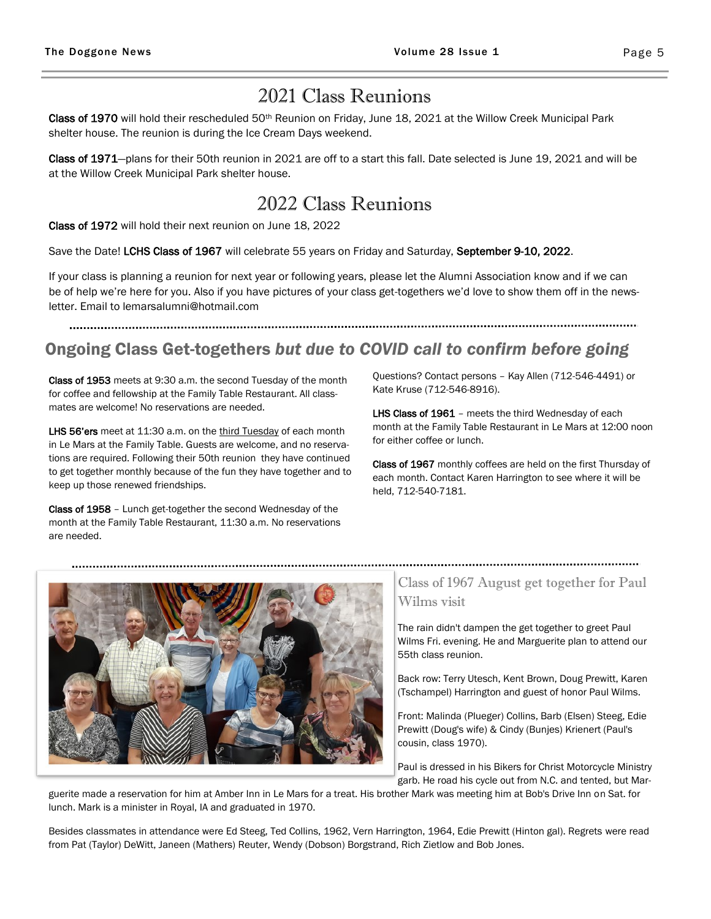## 2021 Class Reunions

**Class of 1970** will hold their rescheduled 50th Reunion on Friday, June 18, 2021 at the Willow Creek Municipal Park shelter house. The reunion is during the Ice Cream Days weekend.

**Class of 1971**—plans for their 50th reunion in 2021 are off to a start this fall. Date selected is June 19, 2021 and will be at the Willow Creek Municipal Park shelter house.

## 2022 Class Reunions

**Class of 1972** will hold their next reunion on June 18, 2022

Save the Date! **LCHS Class of 1967** will celebrate 55 years on Friday and Saturday, **September 9-10, 2022**.

If your class is planning a reunion for next year or following years, please let the Alumni Association know and if we can be of help we're here for you. Also if you have pictures of your class get-togethers we'd love to show them off in the newsletter. Email to lemarsalumni@hotmail.com

## Ongoing Class Get-togethers *but due to COVID call to confirm before going*

**Class of 1953** meets at 9:30 a.m. the second Tuesday of the month for coffee and fellowship at the Family Table Restaurant. All classmates are welcome! No reservations are needed.

**LHS 56'ers** meet at 11:30 a.m. on the third Tuesday of each month in Le Mars at the Family Table. Guests are welcome, and no reservations are required. Following their 50th reunion they have continued to get together monthly because of the fun they have together and to keep up those renewed friendships.

**Class of 1958** – Lunch get-together the second Wednesday of the month at the Family Table Restaurant, 11:30 a.m. No reservations are needed.

Questions? Contact persons – Kay Allen (712-546-4491) or Kate Kruse (712-546-8916).

**LHS Class of 1961** – meets the third Wednesday of each month at the Family Table Restaurant in Le Mars at 12:00 noon for either coffee or lunch.

**Class of 1967** monthly coffees are held on the first Thursday of each month. Contact Karen Harrington to see where it will be held, 712-540-7181.

### Class of 1967 August get together for Paul Wilms visit

The rain didn't dampen the get together to greet Paul Wilms Fri. evening. He and Marguerite plan to attend our 55th class reunion.

Back row: Terry Utesch, Kent Brown, Doug Prewitt, Karen (Tschampel) Harrington and guest of honor Paul Wilms.

Front: Malinda (Plueger) Collins, Barb (Elsen) Steeg, Edie Prewitt (Doug's wife) & Cindy (Bunjes) Krienert (Paul's cousin, class 1970).

Paul is dressed in his Bikers for Christ Motorcycle Ministry garb. He road his cycle out from N.C. and tented, but Marguerite made a reservation for him at Amber Inn in Le Mars for a treat. His brother Mark was meeting him at Bob's Drive Inn on Sat. for lunch. Mark is a minister in Royal, IA and graduated in 1970.

Besides classmates in attendance were Ed Steeg, Ted Collins, 1962, Vern Harrington, 1964, Edie Prewitt (Hinton gal). Regrets were read from Pat (Taylor) DeWitt, Janeen (Mathers) Reuter, Wendy (Dobson) Borgstrand, Rich Zietlow and Bob Jones.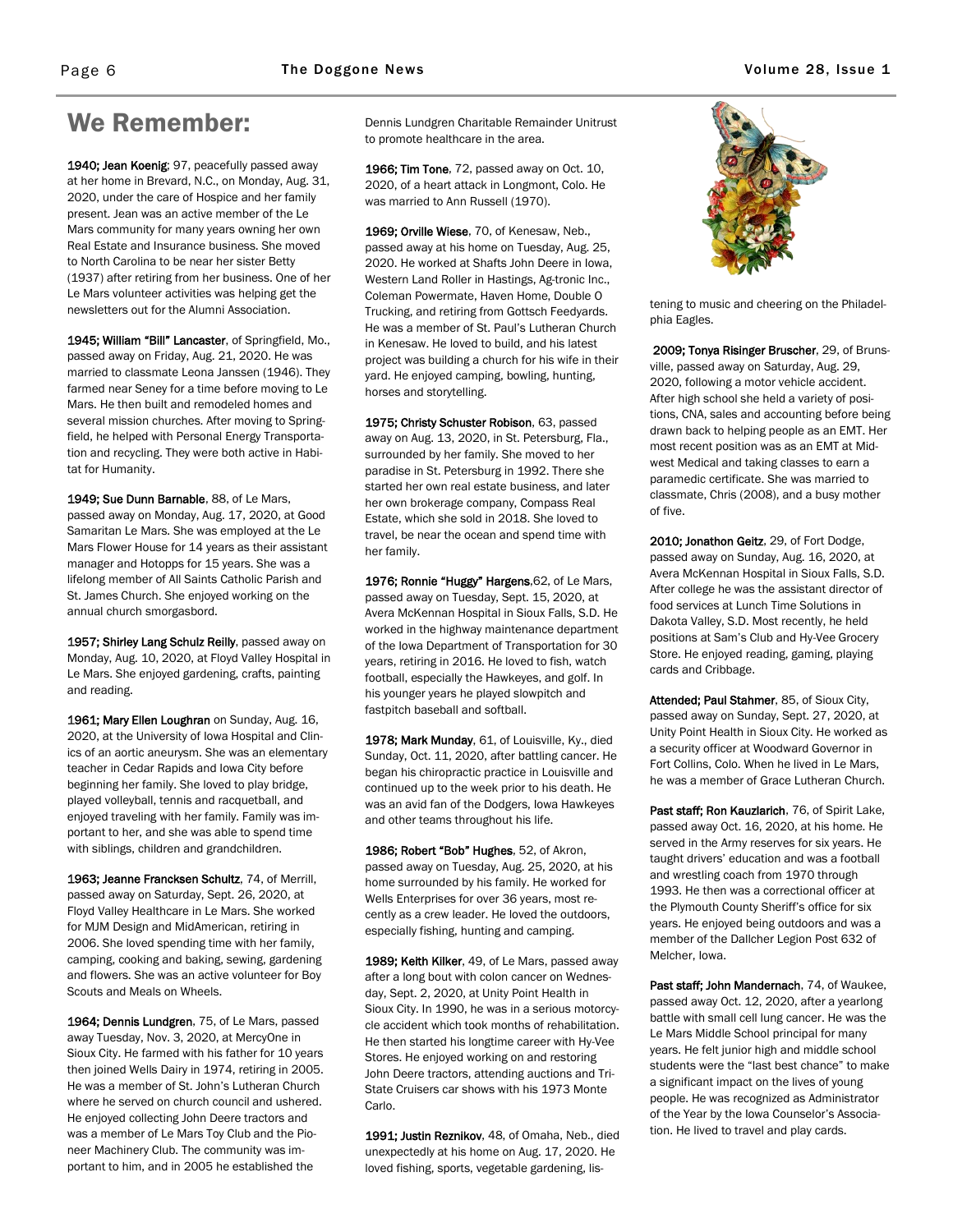# We Remember:

**1940; Jean Koenig**; 97, peacefully passed away at her home in Brevard, N.C., on Monday, Aug. 31, 2020, under the care of Hospice and her family present. Jean was an active member of the Le Mars community for many years owning her own Real Estate and Insurance business. She moved to North Carolina to be near her sister Betty (1937) after retiring from her business. One of her Le Mars volunteer activities was helping get the newsletters out for the Alumni Association.

**1945; William "Bill" Lancaster**, of Springfield, Mo., passed away on Friday, Aug. 21, 2020. He was married to classmate Leona Janssen (1946). They farmed near Seney for a time before moving to Le Mars. He then built and remodeled homes and several mission churches. After moving to Springfield, he helped with Personal Energy Transportation and recycling. They were both active in Habitat for Humanity.

**1949; Sue Dunn Barnable**, 88, of Le Mars, passed away on Monday, Aug. 17, 2020, at Good Samaritan Le Mars. She was employed at the Le Mars Flower House for 14 years as their assistant manager and Hotopps for 15 years. She was a lifelong member of All Saints Catholic Parish and St. James Church. She enjoyed working on the annual church smorgasbord.

**1957; Shirley Lang Schulz Reilly**, passed away on Monday, Aug. 10, 2020, at Floyd Valley Hospital in Le Mars. She enjoyed gardening, crafts, painting and reading.

**1961; Mary Ellen Loughran** on Sunday, Aug. 16, 2020, at the University of Iowa Hospital and Clinics of an aortic aneurysm. She was an elementary teacher in Cedar Rapids and Iowa City before beginning her family. She loved to play bridge, played volleyball, tennis and racquetball, and enjoyed traveling with her family. Family was important to her, and she was able to spend time with siblings, children and grandchildren.

**1963; Jeanne Francksen Schultz**, 74, of Merrill, passed away on Saturday, Sept. 26, 2020, at Floyd Valley Healthcare in Le Mars. She worked for MJM Design and MidAmerican, retiring in 2006. She loved spending time with her family, camping, cooking and baking, sewing, gardening and flowers. She was an active volunteer for Boy Scouts and Meals on Wheels.

**1964; Dennis Lundgren**, 75, of Le Mars, passed away Tuesday, Nov. 3, 2020, at MercyOne in Sioux City. He farmed with his father for 10 years then joined Wells Dairy in 1974, retiring in 2005. He was a member of St. John's Lutheran Church where he served on church council and ushered. He enjoyed collecting John Deere tractors and was a member of Le Mars Toy Club and the Pioneer Machinery Club. The community was important to him, and in 2005 he established the Dennis Lundgren Charitable Remainder Unitrust to promote healthcare in the area.

**1966; Tim Tone**, 72, passed away on Oct. 10, 2020, of a heart attack in Longmont, Colo. He was married to Ann Russell (1970).

**1969; Orville Wiese**, 70, of Kenesaw, Neb., passed away at his home on Tuesday, Aug. 25, 2020. He worked at Shafts John Deere in Iowa, Western Land Roller in Hastings, Ag-tronic Inc., Coleman Powermate, Haven Home, Double O Trucking, and retiring from Gottsch Feedyards. He was a member of St. Paul's Lutheran Church in Kenesaw. He loved to build, and his latest project was building a church for his wife in their yard. He enjoyed camping, bowling, hunting, horses and storytelling.

**1975; Christy Schuster Robison**, 63, passed away on Aug. 13, 2020, in St. Petersburg, Fla., surrounded by her family. She moved to her paradise in St. Petersburg in 1992. There she started her own real estate business, and later her own brokerage company, Compass Real Estate, which she sold in 2018. She loved to travel, be near the ocean and spend time with her family.

**1976; Ronnie "Huggy" Hargens**,62, of Le Mars, passed away on Tuesday, Sept. 15, 2020, at Avera McKennan Hospital in Sioux Falls, S.D. He worked in the highway maintenance department of the Iowa Department of Transportation for 30 years, retiring in 2016. He loved to fish, watch football, especially the Hawkeyes, and golf. In his younger years he played slowpitch and fastpitch baseball and softball.

**1978; Mark Munday**, 61, of Louisville, Ky., died Sunday, Oct. 11, 2020, after battling cancer. He began his chiropractic practice in Louisville and continued up to the week prior to his death. He was an avid fan of the Dodgers, Iowa Hawkeyes and other teams throughout his life.

**1986; Robert "Bob" Hughes**, 52, of Akron, passed away on Tuesday, Aug. 25, 2020, at his home surrounded by his family. He worked for Wells Enterprises for over 36 years, most recently as a crew leader. He loved the outdoors, especially fishing, hunting and camping.

**1989; Keith Kilker**, 49, of Le Mars, passed away after a long bout with colon cancer on Wednesday, Sept. 2, 2020, at Unity Point Health in Sioux City. In 1990, he was in a serious motorcycle accident which took months of rehabilitation. He then started his longtime career with Hy-Vee Stores. He enjoyed working on and restoring John Deere tractors, attending auctions and Tri-State Cruisers car shows with his 1973 Monte Carlo.

**1991; Justin Reznikov**, 48, of Omaha, Neb., died unexpectedly at his home on Aug. 17, 2020. He loved fishing, sports, vegetable gardening, listening to music and cheering on the Philadelphia Eagles.

**2009; Tonya Risinger Bruscher**, 29, of Brunsville, passed away on Saturday, Aug. 29, 2020, following a motor vehicle accident. After high school she held a variety of positions, CNA, sales and accounting before being drawn back to helping people as an EMT. Her most recent position was as an EMT at Midwest Medical and taking classes to earn a paramedic certificate. She was married to classmate, Chris (2008), and a busy mother of five.

**2010; Jonathon Geitz**, 29, of Fort Dodge, passed away on Sunday, Aug. 16, 2020, at Avera McKennan Hospital in Sioux Falls, S.D. After college he was the assistant director of food services at Lunch Time Solutions in Dakota Valley, S.D. Most recently, he held positions at Sam's Club and Hy-Vee Grocery Store. He enjoyed reading, gaming, playing cards and Cribbage.

**Attended; Paul Stahmer**, 85, of Sioux City, passed away on Sunday, Sept. 27, 2020, at Unity Point Health in Sioux City. He worked as a security officer at Woodward Governor in Fort Collins, Colo. When he lived in Le Mars, he was a member of Grace Lutheran Church.

**Past staff; Ron Kauzlarich**, 76, of Spirit Lake, passed away Oct. 16, 2020, at his home. He served in the Army reserves for six years. He taught drivers' education and was a football and wrestling coach from 1970 through 1993. He then was a correctional officer at the Plymouth County Sheriff's office for six years. He enjoyed being outdoors and was a member of the Dallcher Legion Post 632 of Melcher, Iowa.

**Past staff; John Mandernach**, 74, of Waukee, passed away Oct. 12, 2020, after a yearlong battle with small cell lung cancer. He was the Le Mars Middle School principal for many years. He felt junior high and middle school students were the "last best chance" to make a significant impact on the lives of young people. He was recognized as Administrator of the Year by the Iowa Counselor's Association. He lived to travel and play cards.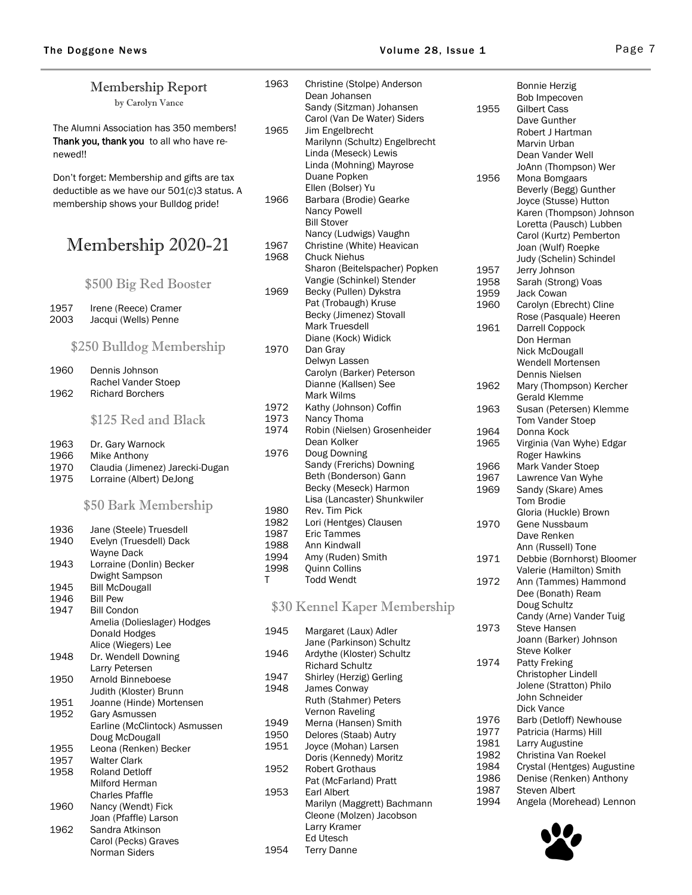## Membership Report

by Carolyn Vance

The Alumni Association has 350 members! **Thank you, thank you** to all who have renewed!!

Don't forget: Membership and gifts are tax deductible as we have our 501(c)3 status. A membership shows your Bulldog pride!

# Membership 2020-21

### $500 Big Red Booster

1957 Irene (Reece) Cramer
2003 Jacqui (Wells) Penne

### $250 Bulldog Membership

1960 Dennis Johnson
Rachel Vander Stoep
1962 Richard Borchers

### $125 Red and Black

1963 Dr. Gary Warnock
1966 Mike Anthony
1970 Claudia (Jimenez) Jarecki-Dugan
1975 Lorraine (Albert) DeJong

### $50 Bark Membership

1936 Jane (Steele) Truesdell
1940 Evelyn (Truesdell) Dack
Wayne Dack
1943 Lorraine (Donlin) Becker
Dwight Sampson
1945 Bill McDougall
1946 Bill Pew
1947 Bill Condon
Amelia (Dolieslager) Hodges
Donald Hodges
Alice (Wiegers) Lee
1948 Dr. Wendell Downing
Larry Petersen
1950 Arnold Binneboese
Judith (Kloster) Brunn
1951 Joanne (Hinde) Mortensen
1952 Gary Asmussen
Earline (McClintock) Asmussen
Doug McDougall
1955 Leona (Renken) Becker
1957 Walter Clark
1958 Roland Detloff
Milford Herman
Charles Pfaffle
1960 Nancy (Wendt) Fick
Joan (Pfaffle) Larson
1962 Sandra Atkinson
Carol (Pecks) Graves
Norman Siders
1963 Christine (Stolpe) Anderson
Dean Johansen
Sandy (Sitzman) Johansen
Carol (Van De Water) Siders
1965 Jim Engelbrecht
Marilynn (Schultz) Engelbrecht
Linda (Meseck) Lewis
Linda (Mohning) Mayrose
Duane Popken
Ellen (Bolser) Yu
1966 Barbara (Brodie) Gearke
Nancy Powell
Bill Stover
Nancy (Ludwigs) Vaughn
1967 Christine (White) Heavican
1968 Chuck Niehus
Sharon (Beitelspacher) Popken
Vangie (Schinkel) Stender
1969 Becky (Pullen) Dykstra
Pat (Trobaugh) Kruse
Becky (Jimenez) Stovall
Mark Truesdell
Diane (Kock) Widick
1970 Dan Gray
Delwyn Lassen
Carolyn (Barker) Peterson
Dianne (Kallsen) See
Mark Wilms
1972 Kathy (Johnson) Coffin
1973 Nancy Thoma
1974 Robin (Nielsen) Grosenheider
Dean Kolker
1976 Doug Downing
Sandy (Frerichs) Downing
Beth (Bonderson) Gann
Becky (Meseck) Harmon
Lisa (Lancaster) Shunkwiler
1980 Rev. Tim Pick
1982 Lori (Hentges) Clausen
1987 Eric Tammes
1988 Ann Kindwall
1994 Amy (Ruden) Smith
1998 Quinn Collins
T Todd Wendt

### $30 Kennel Kaper Membership

1945 Margaret (Laux) Adler
Jane (Parkinson) Schultz
1946 Ardythe (Kloster) Schultz
Richard Schultz
1947 Shirley (Herzig) Gerling
1948 James Conway
Ruth (Stahmer) Peters
Vernon Raveling
1949 Merna (Hansen) Smith
1950 Delores (Staab) Autry
1951 Joyce (Mohan) Larsen
Doris (Kennedy) Moritz
1952 Robert Grothaus
Pat (McFarland) Pratt
1953 Earl Albert
Marilyn (Maggrett) Bachmann
Cleone (Molzen) Jacobson
Larry Kramer
Ed Utesch
1954 Terry Danne
Bonnie Herzig
Bob Impecoven
1955 Gilbert Cass
Dave Gunther
Robert J Hartman
Marvin Urban
Dean Vander Well
JoAnn (Thompson) Wer
1956 Mona Bomgaars
Beverly (Begg) Gunther
Joyce (Stusse) Hutton
Karen (Thompson) Johnson
Loretta (Pausch) Lubben
Carol (Kurtz) Pemberton
Joan (Wulf) Roepke
Judy (Schelin) Schindel
1957 Jerry Johnson
1958 Sarah (Strong) Voas
1959 Jack Cowan
1960 Carolyn (Ebrecht) Cline
Rose (Pasquale) Heeren
1961 Darrell Coppock
Don Herman
Nick McDougall
Wendell Mortensen
Dennis Nielsen
1962 Mary (Thompson) Kercher
Gerald Klemme
1963 Susan (Petersen) Klemme
Tom Vander Stoep
1964 Donna Kock
1965 Virginia (Van Wyhe) Edgar
Roger Hawkins
1966 Mark Vander Stoep
1967 Lawrence Van Wyhe
1969 Sandy (Skare) Ames
Tom Brodie
Gloria (Huckle) Brown
1970 Gene Nussbaum
Dave Renken
Ann (Russell) Tone
1971 Debbie (Bornhorst) Bloomer
Valerie (Hamilton) Smith
1972 Ann (Tammes) Hammond
Dee (Bonath) Ream
Doug Schultz
Candy (Arne) Vander Tuig
1973 Steve Hansen
Joann (Barker) Johnson
Steve Kolker
1974 Patty Freking
Christopher Lindell
Jolene (Stratton) Philo
John Schneider
Dick Vance
1976 Barb (Detloff) Newhouse
1977 Patricia (Harms) Hill
1981 Larry Augustine
1982 Christina Van Roekel
1984 Crystal (Hentges) Augustine
1986 Denise (Renken) Anthony
1987 Steven Albert
1994 Angela (Morehead) Lennon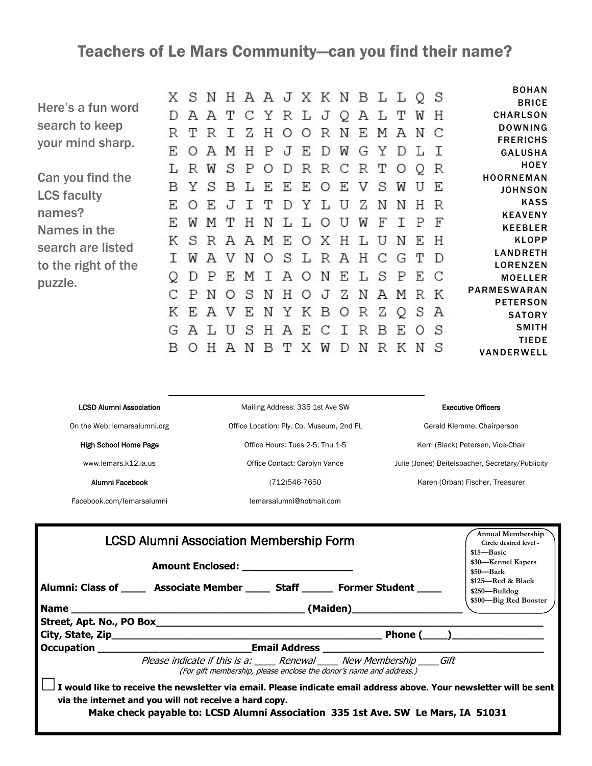# Teachers of Le Mars Community—can you find their name?

Here's a fun word search to keep your mind sharp.

Can you find the LCS faculty names? Names in the search are listed to the right of the puzzle.

```
X S N H A A J X K N B L L Q S
D A A T C Y R L J Q A L T W H
R T R I Z H O O R N E M A N C
E O A M H P J E D W G Y D L I
L R W S P O D R R C R T O Q R
B Y S B L E E E O E V S W U E
E O E J I T D Y L U Z N N H R
E W M T H N L L O U W F I P F
K S R A A M E O X H L U N E H
I W A V N O S L R A H C G T D
Q D P E M I A O N E L S P E C
C P N O S N H O J Z N A M R K
K E A V E N Y K B O R Z Q S A
G A L U S H A E C I R B E O S
B O H A N B T X W D N R K N S
```

BOHAN
BRICE
CHARLSON
DOWNING
FRERICHS
GALUSHA
HOEY
HOORNEMAN
JOHNSON
KASS
KEAVENY
KEEBLER
KLOPP
LANDRETH
LORENZEN
MOELLER
PARMESWARAN
PETERSON
SATORY
SMITH
TIEDE
VANDERWELL

---

LCSD Alumni Association

On the Web: lemarsalumni.org

High School Home Page

www.lemars.k12.ia.us

Alumni Facebook

Facebook.com/lemarsalumni

Mailing Address: 335 1st Ave SW

Office Location: Ply. Co. Museum, 2nd FL

Office Hours: Tues 2-5; Thu 1-5

Office Contact: Carolyn Vance

(712)546-7650

lemarsalumni@hotmail.com

Executive Officers

Gerald Klemme, Chairperson

Kerri (Black) Petersen, Vice-Chair

Julie (Jones) Beitelspacher, Secretary/Publicity

Karen (Orban) Fischer, Treasurer

---

## LCSD Alumni Association Membership Form

**Annual Membership**
Circle desired level -
$15—Basic
$30—Kennel Kapers
$50—Bark
$125—Red & Black
$250—Bulldog
$500—Big Red Booster

**Amount Enclosed: ________________**

**Alumni: Class of ____ Associate Member ____ Staff _____ Former Student ____**

**Name ______________________________________ (Maiden)__________________**

**Street, Apt. No., PO Box______________________________________________________**

**City, State, Zip______________________________________________ Phone (____)_______________**

**Occupation _________________________Email Address _________________________________________**

*Please indicate if this is a: ____ Renewal ____ New Membership ____Gift*
*(For gift membership, please enclose the donor's name and address.)*

☐ **I would like to receive the newsletter via email. Please indicate email address above. Your newsletter will be sent via the internet and you will not receive a hard copy.**

**Make check payable to: LCSD Alumni Association 335 1st Ave. SW Le Mars, IA 51031**